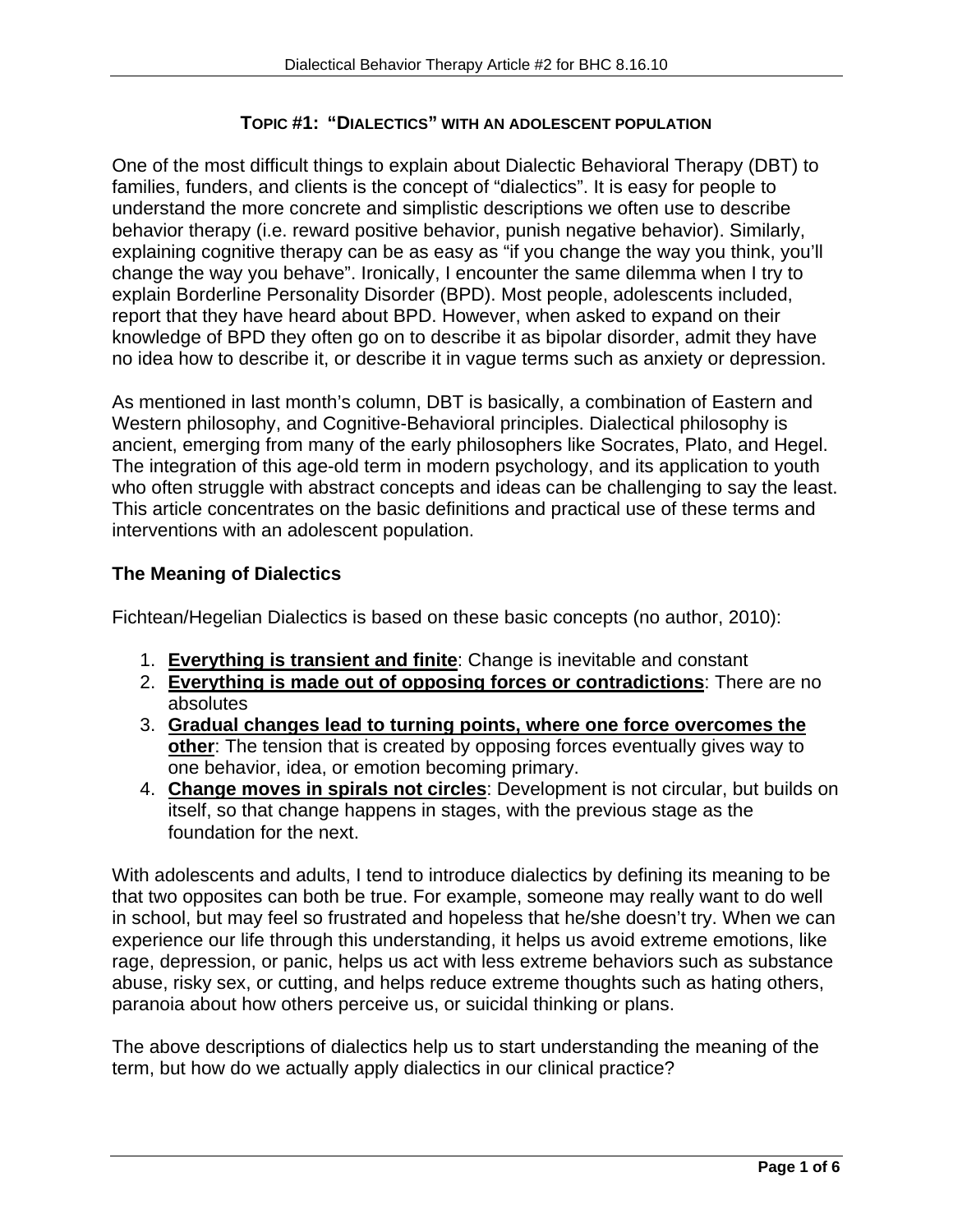## TOPIC #1: "DIALECTICS" WITH AN ADOLESCENT POPULATION

One of the most difficult things to explain about Dialectic Behavioral Therapy (DBT) to families, funders, and clients is the concept of "dialectics". It is easy for people to understand the more concrete and simplistic descriptions we often use to describe behavior therapy (i.e. reward positive behavior, punish negative behavior). Similarly, explaining cognitive therapy can be as easy as "if you change the way you think, you'll change the way you behave". Ironically, I encounter the same dilemma when I try to explain Borderline Personality Disorder (BPD). Most people, adolescents included, report that they have heard about BPD. However, when asked to expand on their knowledge of BPD they often go on to describe it as bipolar disorder, admit they have no idea how to describe it, or describe it in vague terms such as anxiety or depression.

As mentioned in last month's column, DBT is basically, a combination of Eastern and Western philosophy, and Cognitive-Behavioral principles. Dialectical philosophy is ancient, emerging from many of the early philosophers like Socrates, Plato, and Hegel. The integration of this age-old term in modern psychology, and its application to youth who often struggle with abstract concepts and ideas can be challenging to say the least. This article concentrates on the basic definitions and practical use of these terms and interventions with an adolescent population.

### The Meaning of Dialectics

Fichtean/Hegelian Dialectics is based on these basic concepts (no author, 2010):

1. **Everything is transient and finite**: Change is inevitable and constant
2. **Everything is made out of opposing forces or contradictions**: There are no absolutes
3. **Gradual changes lead to turning points, where one force overcomes the other**: The tension that is created by opposing forces eventually gives way to one behavior, idea, or emotion becoming primary.
4. **Change moves in spirals not circles**: Development is not circular, but builds on itself, so that change happens in stages, with the previous stage as the foundation for the next.

With adolescents and adults, I tend to introduce dialectics by defining its meaning to be that two opposites can both be true. For example, someone may really want to do well in school, but may feel so frustrated and hopeless that he/she doesn't try. When we can experience our life through this understanding, it helps us avoid extreme emotions, like rage, depression, or panic, helps us act with less extreme behaviors such as substance abuse, risky sex, or cutting, and helps reduce extreme thoughts such as hating others, paranoia about how others perceive us, or suicidal thinking or plans.

The above descriptions of dialectics help us to start understanding the meaning of the term, but how do we actually apply dialectics in our clinical practice?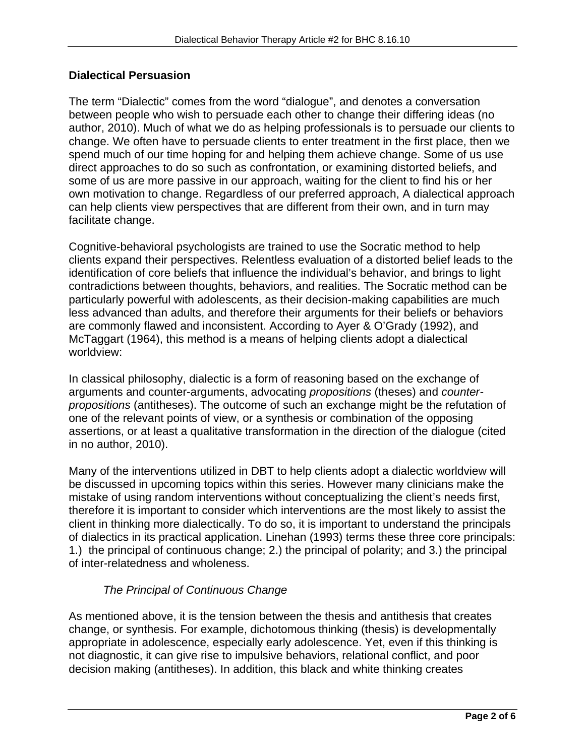## Dialectical Persuasion

The term "Dialectic" comes from the word "dialogue", and denotes a conversation between people who wish to persuade each other to change their differing ideas (no author, 2010). Much of what we do as helping professionals is to persuade our clients to change. We often have to persuade clients to enter treatment in the first place, then we spend much of our time hoping for and helping them achieve change. Some of us use direct approaches to do so such as confrontation, or examining distorted beliefs, and some of us are more passive in our approach, waiting for the client to find his or her own motivation to change. Regardless of our preferred approach, A dialectical approach can help clients view perspectives that are different from their own, and in turn may facilitate change.

Cognitive-behavioral psychologists are trained to use the Socratic method to help clients expand their perspectives. Relentless evaluation of a distorted belief leads to the identification of core beliefs that influence the individual's behavior, and brings to light contradictions between thoughts, behaviors, and realities. The Socratic method can be particularly powerful with adolescents, as their decision-making capabilities are much less advanced than adults, and therefore their arguments for their beliefs or behaviors are commonly flawed and inconsistent. According to Ayer & O'Grady (1992), and McTaggart (1964), this method is a means of helping clients adopt a dialectical worldview:

In classical philosophy, dialectic is a form of reasoning based on the exchange of arguments and counter-arguments, advocating *propositions* (theses) and *counter-propositions* (antitheses). The outcome of such an exchange might be the refutation of one of the relevant points of view, or a synthesis or combination of the opposing assertions, or at least a qualitative transformation in the direction of the dialogue (cited in no author, 2010).

Many of the interventions utilized in DBT to help clients adopt a dialectic worldview will be discussed in upcoming topics within this series. However many clinicians make the mistake of using random interventions without conceptualizing the client's needs first, therefore it is important to consider which interventions are the most likely to assist the client in thinking more dialectically. To do so, it is important to understand the principals of dialectics in its practical application. Linehan (1993) terms these three core principals: 1.) the principal of continuous change; 2.) the principal of polarity; and 3.) the principal of inter-relatedness and wholeness.

### *The Principal of Continuous Change*

As mentioned above, it is the tension between the thesis and antithesis that creates change, or synthesis. For example, dichotomous thinking (thesis) is developmentally appropriate in adolescence, especially early adolescence. Yet, even if this thinking is not diagnostic, it can give rise to impulsive behaviors, relational conflict, and poor decision making (antitheses). In addition, this black and white thinking creates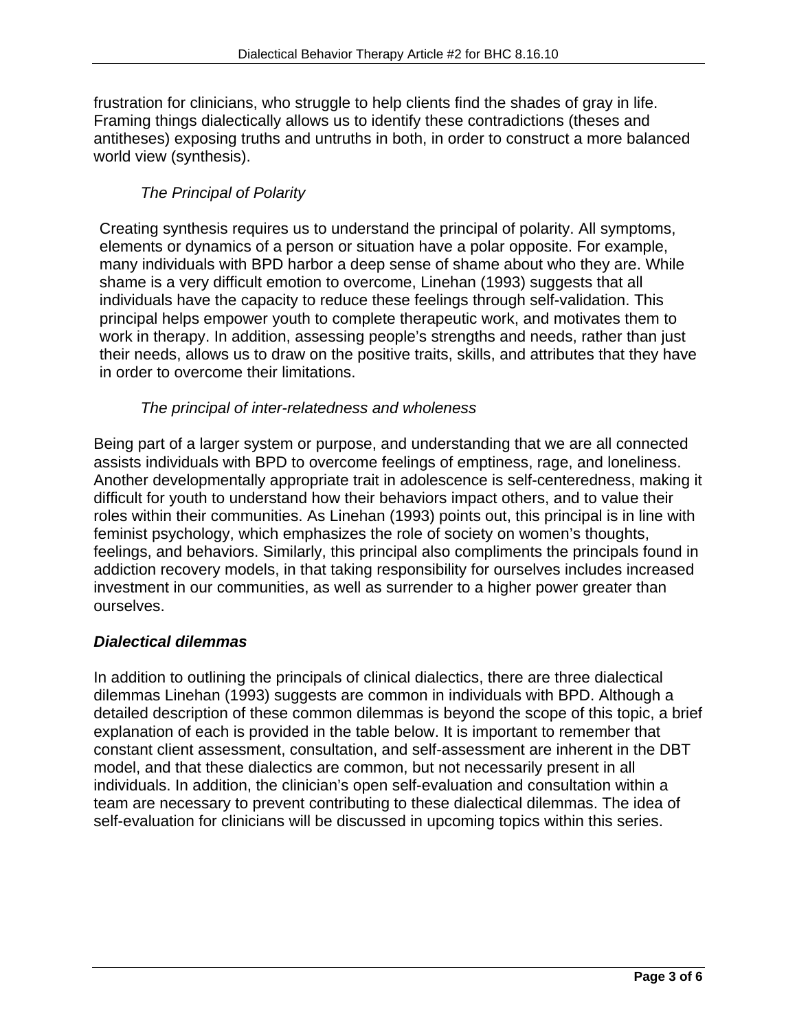frustration for clinicians, who struggle to help clients find the shades of gray in life. Framing things dialectically allows us to identify these contradictions (theses and antitheses) exposing truths and untruths in both, in order to construct a more balanced world view (synthesis).

*The Principal of Polarity*

Creating synthesis requires us to understand the principal of polarity. All symptoms, elements or dynamics of a person or situation have a polar opposite. For example, many individuals with BPD harbor a deep sense of shame about who they are. While shame is a very difficult emotion to overcome, Linehan (1993) suggests that all individuals have the capacity to reduce these feelings through self-validation. This principal helps empower youth to complete therapeutic work, and motivates them to work in therapy. In addition, assessing people's strengths and needs, rather than just their needs, allows us to draw on the positive traits, skills, and attributes that they have in order to overcome their limitations.

*The principal of inter-relatedness and wholeness*

Being part of a larger system or purpose, and understanding that we are all connected assists individuals with BPD to overcome feelings of emptiness, rage, and loneliness. Another developmentally appropriate trait in adolescence is self-centeredness, making it difficult for youth to understand how their behaviors impact others, and to value their roles within their communities. As Linehan (1993) points out, this principal is in line with feminist psychology, which emphasizes the role of society on women's thoughts, feelings, and behaviors. Similarly, this principal also compliments the principals found in addiction recovery models, in that taking responsibility for ourselves includes increased investment in our communities, as well as surrender to a higher power greater than ourselves.

### ***Dialectical dilemmas***

In addition to outlining the principals of clinical dialectics, there are three dialectical dilemmas Linehan (1993) suggests are common in individuals with BPD. Although a detailed description of these common dilemmas is beyond the scope of this topic, a brief explanation of each is provided in the table below. It is important to remember that constant client assessment, consultation, and self-assessment are inherent in the DBT model, and that these dialectics are common, but not necessarily present in all individuals. In addition, the clinician's open self-evaluation and consultation within a team are necessary to prevent contributing to these dialectical dilemmas. The idea of self-evaluation for clinicians will be discussed in upcoming topics within this series.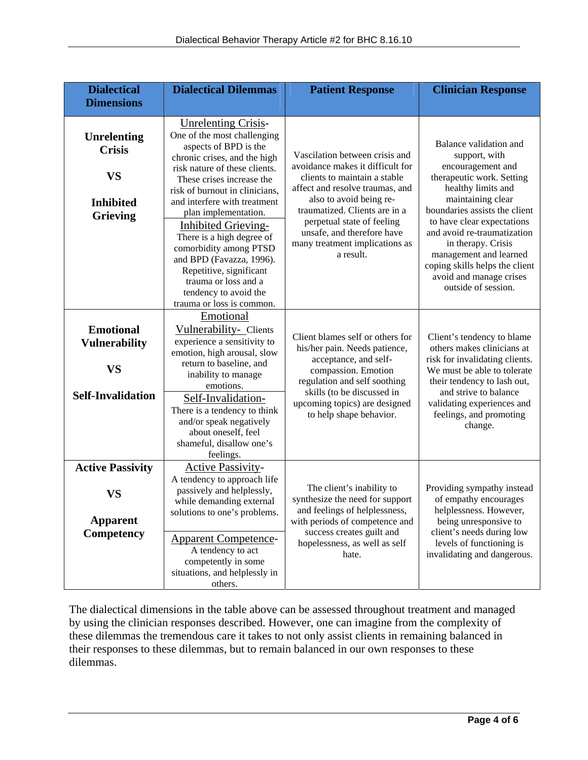| Dialectical Dimensions | Dialectical Dilemmas | Patient Response | Clinician Response |
|---|---|---|---|
| **Unrelenting Crisis**<br><br>**VS**<br><br>**Inhibited Grieving** | <u>Unrelenting Crisis</u>- One of the most challenging aspects of BPD is the chronic crises, and the high risk nature of these clients. These crises increase the risk of burnout in clinicians, and interfere with treatment plan implementation.<br><u>Inhibited Grieving</u>- There is a high degree of comorbidity among PTSD and BPD (Favazza, 1996). Repetitive, significant trauma or loss and a tendency to avoid the trauma or loss is common. | Vascilation between crisis and avoidance makes it difficult for clients to maintain a stable affect and resolve traumas, and also to avoid being re-traumatized. Clients are in a perpetual state of feeling unsafe, and therefore have many treatment implications as a result. | Balance validation and support, with encouragement and therapeutic work. Setting healthy limits and maintaining clear boundaries assists the client to have clear expectations and avoid re-traumatization in therapy. Crisis management and learned coping skills helps the client avoid and manage crises outside of session. |
| **Emotional Vulnerability**<br><br>**VS**<br><br>**Self-Invalidation** | <u>Emotional Vulnerability-</u> Clients experience a sensitivity to emotion, high arousal, slow return to baseline, and inability to manage emotions.<br><u>Self-Invalidation-</u> There is a tendency to think and/or speak negatively about oneself, feel shameful, disallow one's feelings. | Client blames self or others for his/her pain. Needs patience, acceptance, and self-compassion. Emotion regulation and self soothing skills (to be discussed in upcoming topics) are designed to help shape behavior. | Client's tendency to blame others makes clinicians at risk for invalidating clients. We must be able to tolerate their tendency to lash out, and strive to balance validating experiences and feelings, and promoting change. |
| **Active Passivity**<br><br>**VS**<br><br>**Apparent Competency** | <u>Active Passivity</u>- A tendency to approach life passively and helplessly, while demanding external solutions to one's problems.<br><u>Apparent Competence</u>- A tendency to act competently in some situations, and helplessly in others. | The client's inability to synthesize the need for support and feelings of helplessness, with periods of competence and success creates guilt and hopelessness, as well as self hate. | Providing sympathy instead of empathy encourages helplessness. However, being unresponsive to client's needs during low levels of functioning is invalidating and dangerous. |

The dialectical dimensions in the table above can be assessed throughout treatment and managed by using the clinician responses described. However, one can imagine from the complexity of these dilemmas the tremendous care it takes to not only assist clients in remaining balanced in their responses to these dilemmas, but to remain balanced in our own responses to these dilemmas.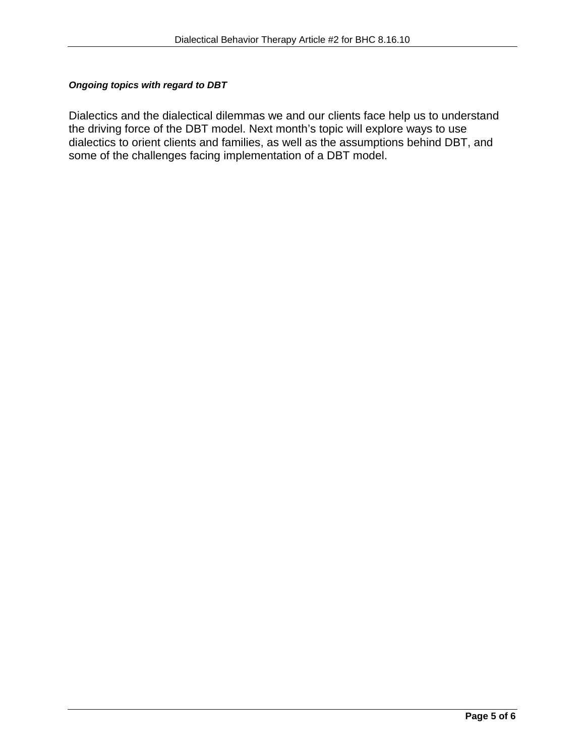***Ongoing topics with regard to DBT***

Dialectics and the dialectical dilemmas we and our clients face help us to understand the driving force of the DBT model. Next month's topic will explore ways to use dialectics to orient clients and families, as well as the assumptions behind DBT, and some of the challenges facing implementation of a DBT model.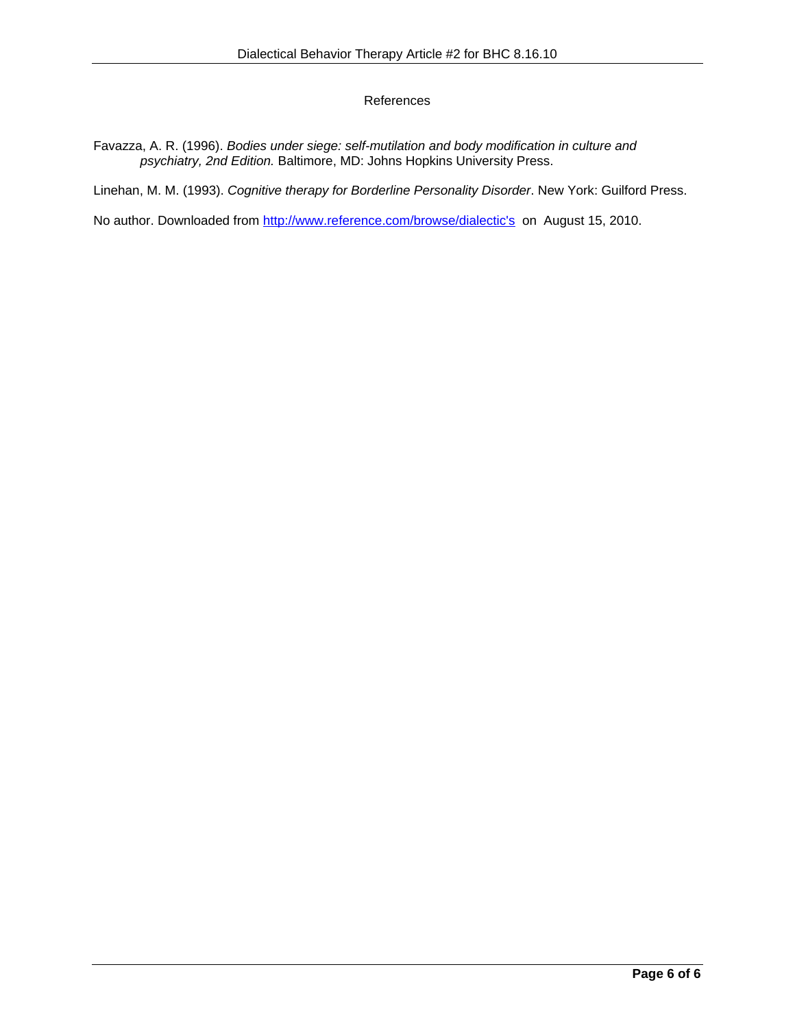## References

Favazza, A. R. (1996). *Bodies under siege: self-mutilation and body modification in culture and psychiatry, 2nd Edition.* Baltimore, MD: Johns Hopkins University Press.

Linehan, M. M. (1993). *Cognitive therapy for Borderline Personality Disorder*. New York: Guilford Press.

No author. Downloaded from http://www.reference.com/browse/dialectic's on August 15, 2010.